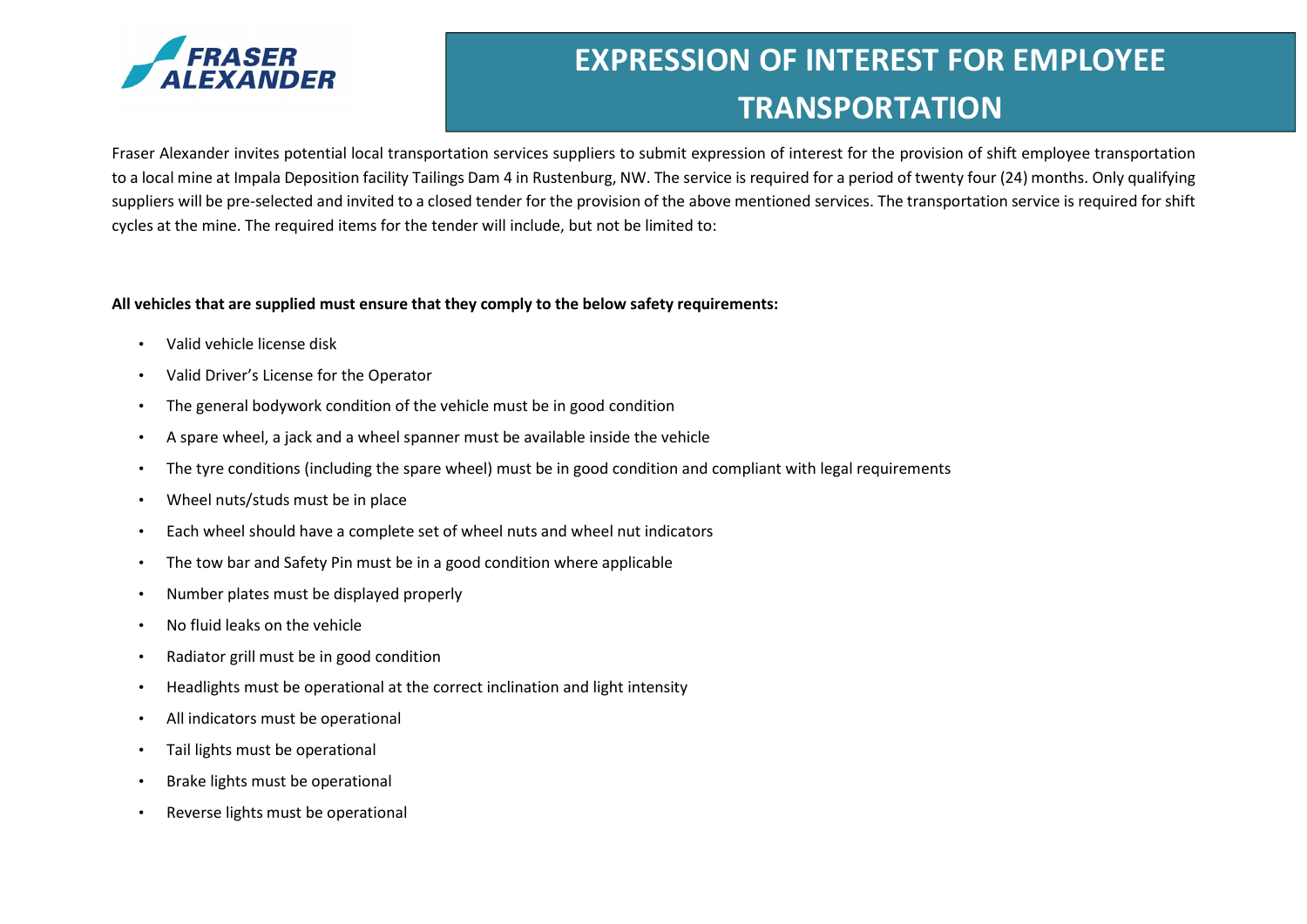# EXPRESSION OF INTEREST FOR EMPLOYEE TRANSPORTATION

Fraser Alexander invites potential local transportation services suppliers to submit expression of interest for the provision of shift employee transportation to a local mine at Impala Deposition facility Tailings Dam 4 in Rustenburg, NW. The service is required for a period of twenty four (24) months. Only qualifying suppliers will be pre-selected and invited to a closed tender for the provision of the above mentioned services. The transportation service is required for shift cycles at the mine. The required items for the tender will include, but not be limited to:

**All vehicles that are supplied must ensure that they comply to the below safety requirements:**

- Valid vehicle license disk
- Valid Driver's License for the Operator
- The general bodywork condition of the vehicle must be in good condition
- A spare wheel, a jack and a wheel spanner must be available inside the vehicle
- The tyre conditions (including the spare wheel) must be in good condition and compliant with legal requirements
- Wheel nuts/studs must be in place
- Each wheel should have a complete set of wheel nuts and wheel nut indicators
- The tow bar and Safety Pin must be in a good condition where applicable
- Number plates must be displayed properly
- No fluid leaks on the vehicle
- Radiator grill must be in good condition
- Headlights must be operational at the correct inclination and light intensity
- All indicators must be operational
- Tail lights must be operational
- Brake lights must be operational
- Reverse lights must be operational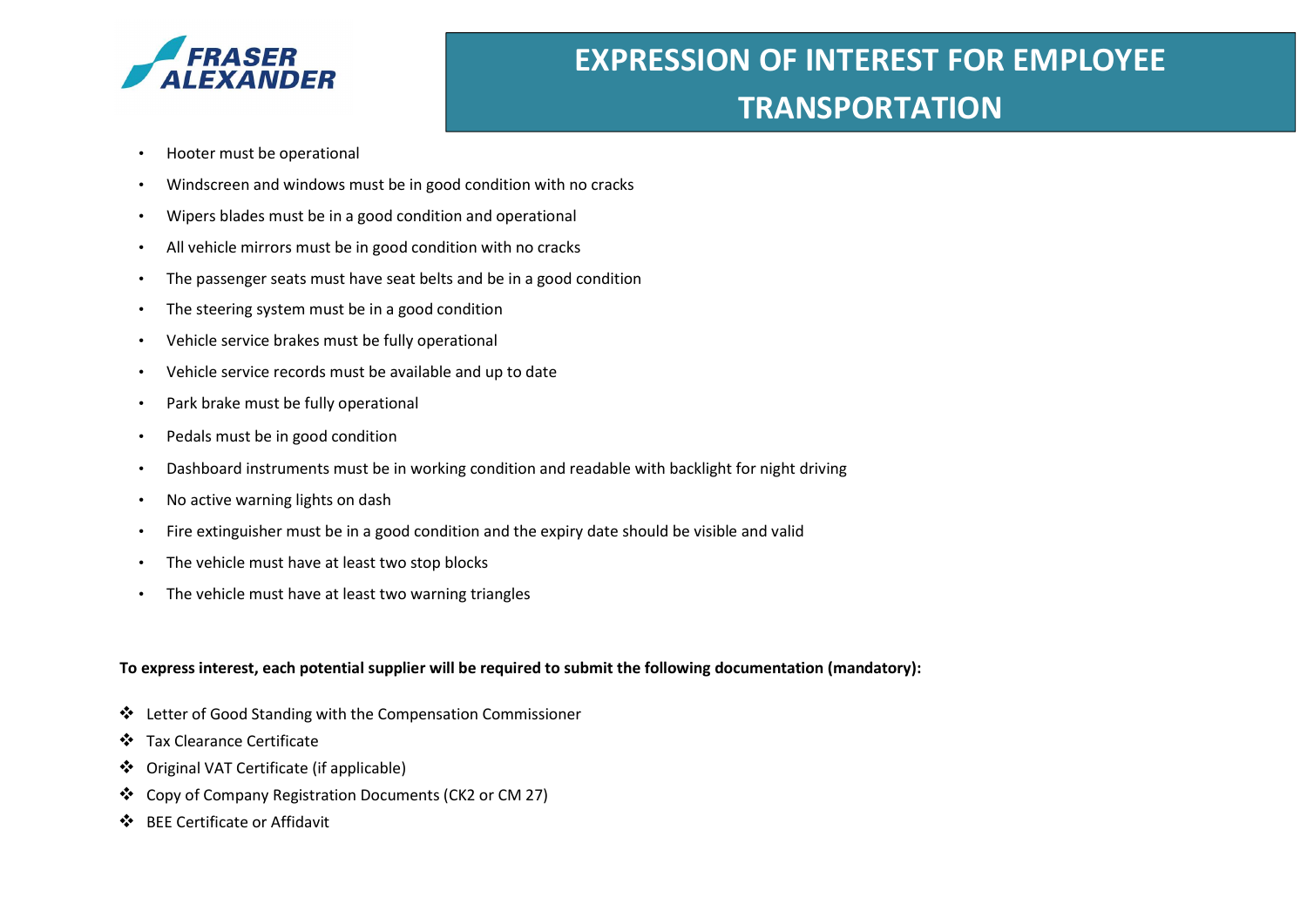- Hooter must be operational
- Windscreen and windows must be in good condition with no cracks
- Wipers blades must be in a good condition and operational
- All vehicle mirrors must be in good condition with no cracks
- The passenger seats must have seat belts and be in a good condition
- The steering system must be in a good condition
- Vehicle service brakes must be fully operational
- Vehicle service records must be available and up to date
- Park brake must be fully operational
- Pedals must be in good condition
- Dashboard instruments must be in working condition and readable with backlight for night driving
- No active warning lights on dash
- Fire extinguisher must be in a good condition and the expiry date should be visible and valid
- The vehicle must have at least two stop blocks
- The vehicle must have at least two warning triangles

**To express interest, each potential supplier will be required to submit the following documentation (mandatory):**

- Letter of Good Standing with the Compensation Commissioner
- Tax Clearance Certificate
- Original VAT Certificate (if applicable)
- Copy of Company Registration Documents (CK2 or CM 27)
- BEE Certificate or Affidavit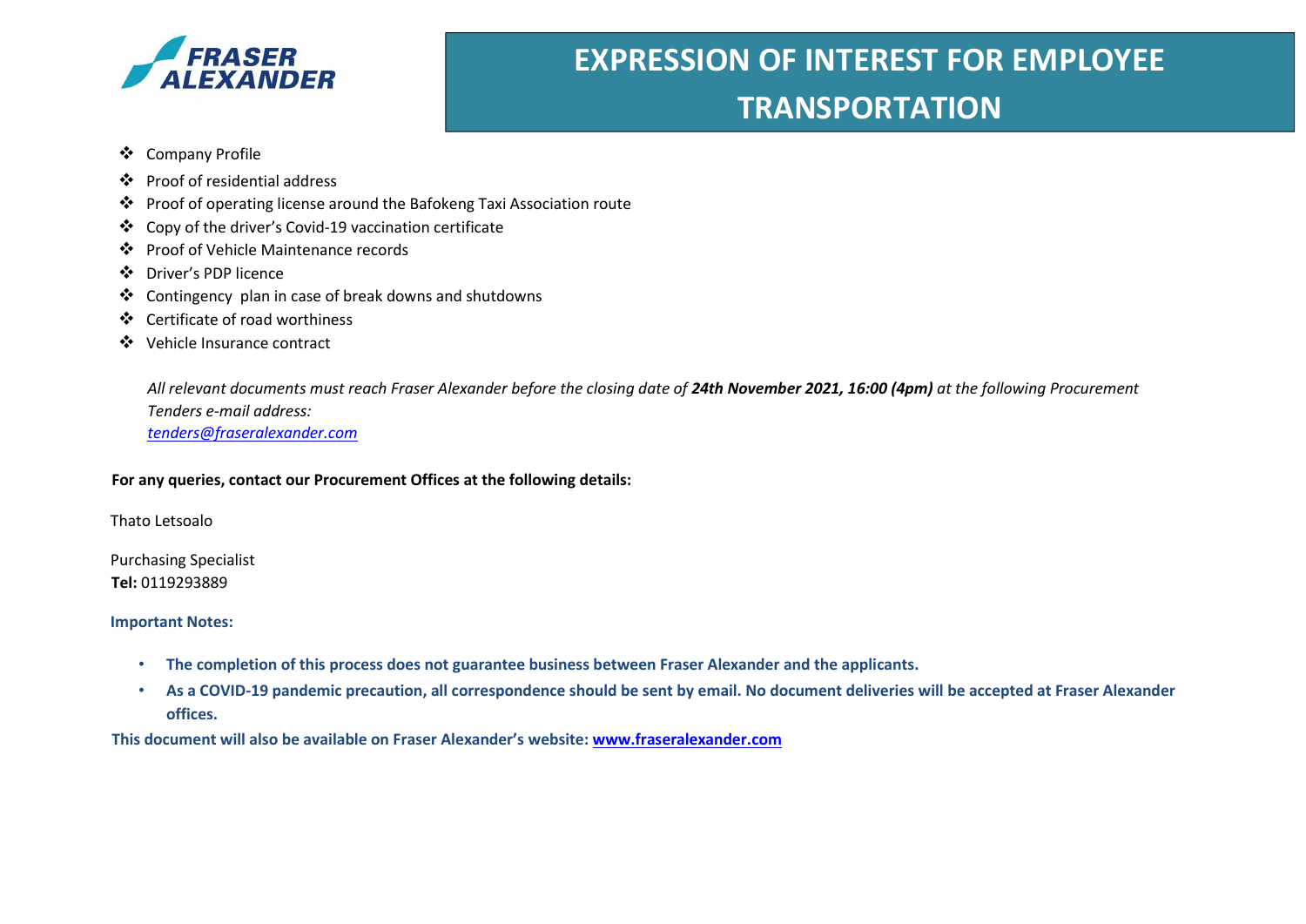# EXPRESSION OF INTEREST FOR EMPLOYEE TRANSPORTATION

- Company Profile
- Proof of residential address
- Proof of operating license around the Bafokeng Taxi Association route
- Copy of the driver's Covid-19 vaccination certificate
- Proof of Vehicle Maintenance records
- Driver's PDP licence
- Contingency plan in case of break downs and shutdowns
- Certificate of road worthiness
- Vehicle Insurance contract

*All relevant documents must reach Fraser Alexander before the closing date of **24th November 2021, 16:00 (4pm)** at the following Procurement Tenders e-mail address:*
*[tenders@fraseralexander.com](mailto:tenders@fraseralexander.com)*

**For any queries, contact our Procurement Offices at the following details:**

Thato Letsoalo

Purchasing Specialist
**Tel:** 0119293889

**Important Notes:**

- **The completion of this process does not guarantee business between Fraser Alexander and the applicants.**
- **As a COVID-19 pandemic precaution, all correspondence should be sent by email. No document deliveries will be accepted at Fraser Alexander offices.**

**This document will also be available on Fraser Alexander's website: [www.fraseralexander.com](http://www.fraseralexander.com)**